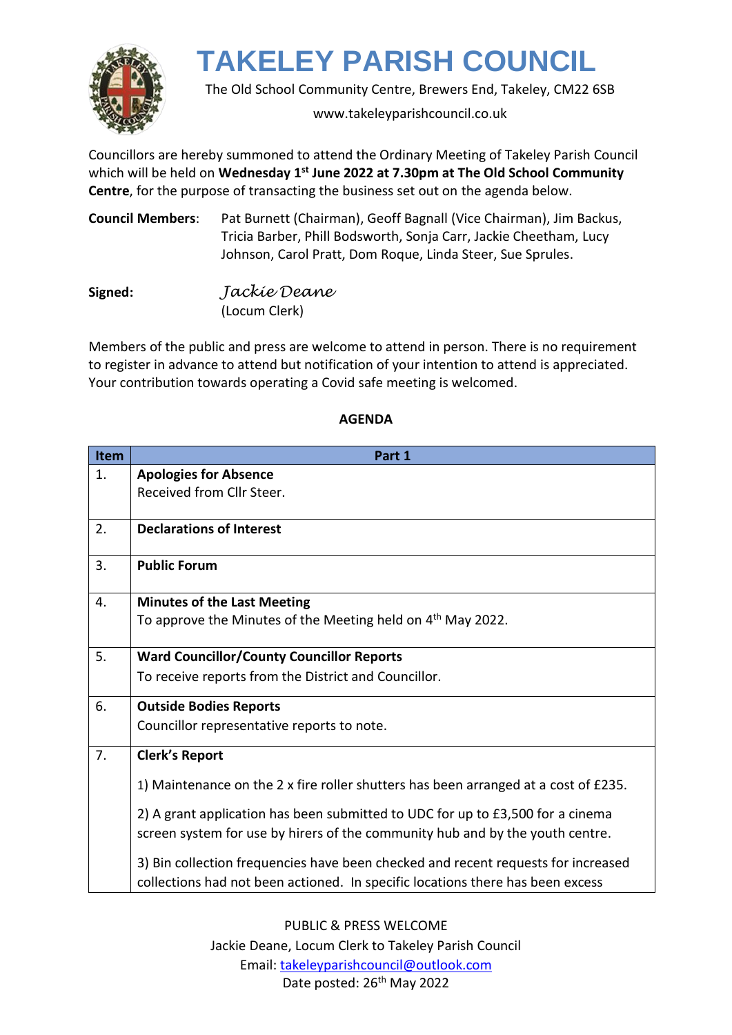# TAKELEY PARISH COUNCIL

The Old School Community Centre, Brewers End, Takeley, CM22 6SB

www.takeleyparishcouncil.co.uk

Councillors are hereby summoned to attend the Ordinary Meeting of Takeley Parish Council which will be held on **Wednesday 1st June 2022 at 7.30pm at The Old School Community Centre**, for the purpose of transacting the business set out on the agenda below.

**Council Members**: Pat Burnett (Chairman), Geoff Bagnall (Vice Chairman), Jim Backus, Tricia Barber, Phill Bodsworth, Sonja Carr, Jackie Cheetham, Lucy Johnson, Carol Pratt, Dom Roque, Linda Steer, Sue Sprules.

**Signed:** *Jackie Deane*
(Locum Clerk)

Members of the public and press are welcome to attend in person. There is no requirement to register in advance to attend but notification of your intention to attend is appreciated. Your contribution towards operating a Covid safe meeting is welcomed.

**AGENDA**

| Item | Part 1 |
|---|---|
| 1. | **Apologies for Absence**<br>Received from Cllr Steer. |
| 2. | **Declarations of Interest** |
| 3. | **Public Forum** |
| 4. | **Minutes of the Last Meeting**<br>To approve the Minutes of the Meeting held on 4th May 2022. |
| 5. | **Ward Councillor/County Councillor Reports**<br>To receive reports from the District and Councillor. |
| 6. | **Outside Bodies Reports**<br>Councillor representative reports to note. |
| 7. | **Clerk's Report**<br>1) Maintenance on the 2 x fire roller shutters has been arranged at a cost of £235.<br>2) A grant application has been submitted to UDC for up to £3,500 for a cinema screen system for use by hirers of the community hub and by the youth centre.<br>3) Bin collection frequencies have been checked and recent requests for increased collections had not been actioned. In specific locations there has been excess |

PUBLIC & PRESS WELCOME
Jackie Deane, Locum Clerk to Takeley Parish Council
Email: takeleyparishcouncil@outlook.com
Date posted: 26th May 2022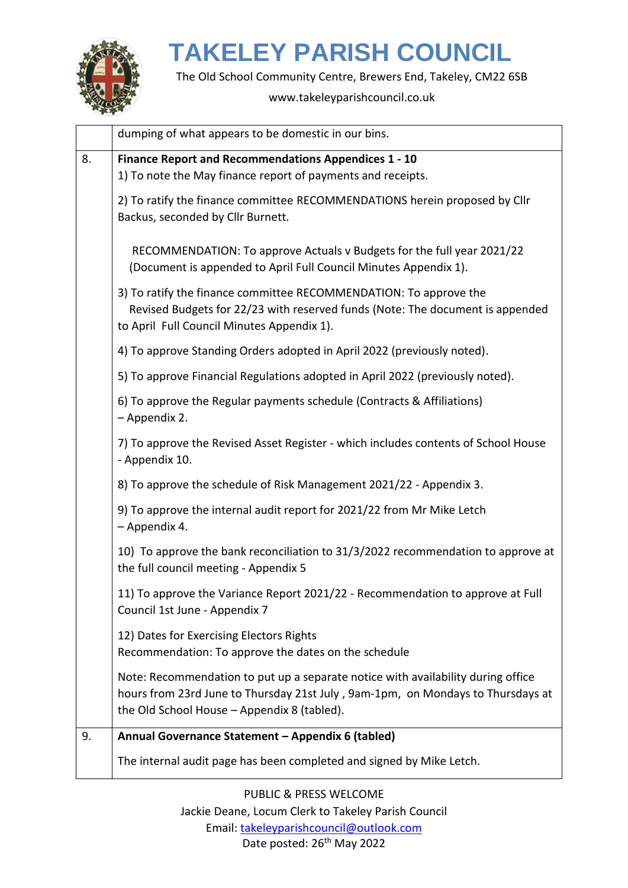# TAKELEY PARISH COUNCIL

The Old School Community Centre, Brewers End, Takeley, CM22 6SB

www.takeleyparishcouncil.co.uk

| | |
|---|---|
| | dumping of what appears to be domestic in our bins. |
| 8. | **Finance Report and Recommendations Appendices 1 - 10**<br>1) To note the May finance report of payments and receipts.<br><br>2) To ratify the finance committee RECOMMENDATIONS herein proposed by Cllr Backus, seconded by Cllr Burnett.<br><br>RECOMMENDATION: To approve Actuals v Budgets for the full year 2021/22 (Document is appended to April Full Council Minutes Appendix 1).<br><br>3) To ratify the finance committee RECOMMENDATION: To approve the Revised Budgets for 22/23 with reserved funds (Note: The document is appended to April Full Council Minutes Appendix 1).<br><br>4) To approve Standing Orders adopted in April 2022 (previously noted).<br><br>5) To approve Financial Regulations adopted in April 2022 (previously noted).<br><br>6) To approve the Regular payments schedule (Contracts & Affiliations) – Appendix 2.<br><br>7) To approve the Revised Asset Register - which includes contents of School House - Appendix 10.<br><br>8) To approve the schedule of Risk Management 2021/22 - Appendix 3.<br><br>9) To approve the internal audit report for 2021/22 from Mr Mike Letch – Appendix 4.<br><br>10) To approve the bank reconciliation to 31/3/2022 recommendation to approve at the full council meeting - Appendix 5<br><br>11) To approve the Variance Report 2021/22 - Recommendation to approve at Full Council 1st June - Appendix 7<br><br>12) Dates for Exercising Electors Rights<br>Recommendation: To approve the dates on the schedule<br><br>Note: Recommendation to put up a separate notice with availability during office hours from 23rd June to Thursday 21st July , 9am-1pm, on Mondays to Thursdays at the Old School House – Appendix 8 (tabled). |
| 9. | **Annual Governance Statement – Appendix 6 (tabled)**<br><br>The internal audit page has been completed and signed by Mike Letch. |

PUBLIC & PRESS WELCOME

Jackie Deane, Locum Clerk to Takeley Parish Council

Email: takeleyparishcouncil@outlook.com

Date posted: 26th May 2022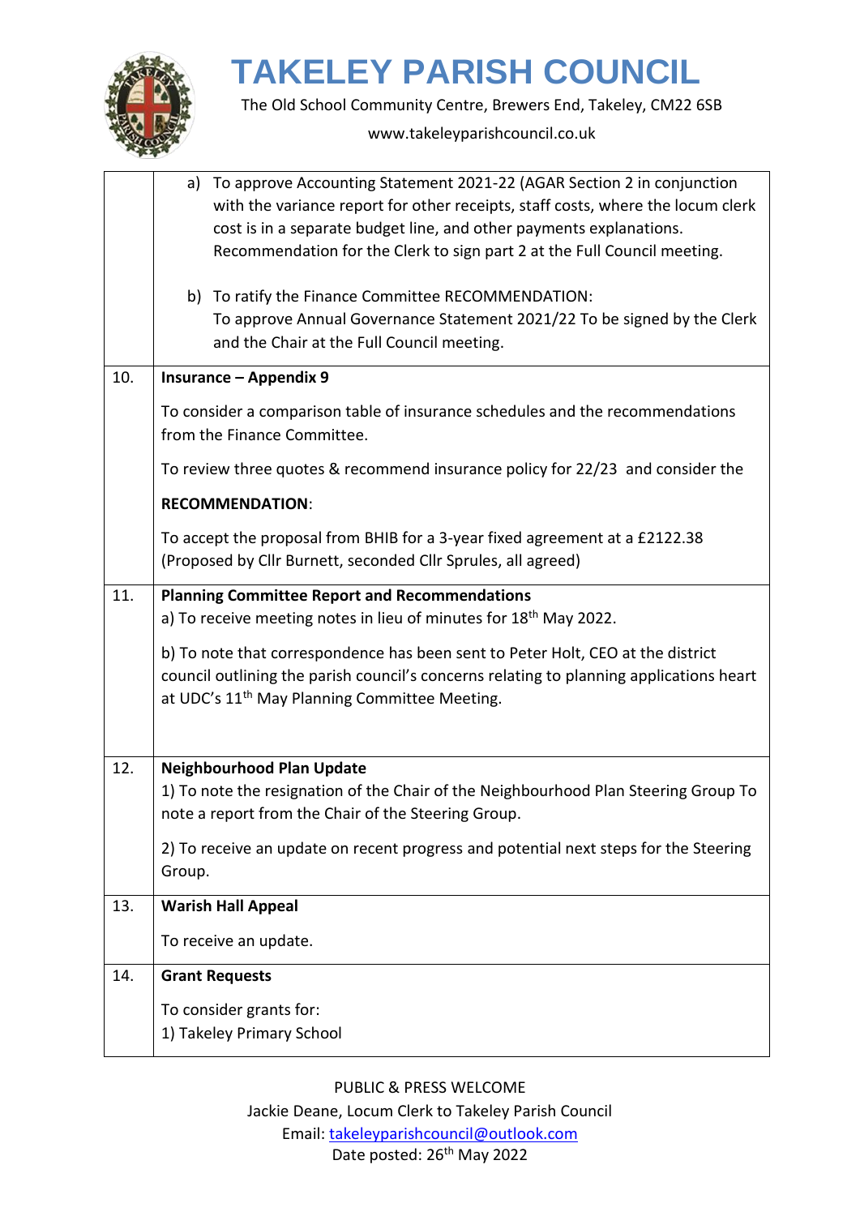# TAKELEY PARISH COUNCIL

The Old School Community Centre, Brewers End, Takeley, CM22 6SB

www.takeleyparishcouncil.co.uk

| | |
|---|---|
| | a) To approve Accounting Statement 2021-22 (AGAR Section 2 in conjunction with the variance report for other receipts, staff costs, where the locum clerk cost is in a separate budget line, and other payments explanations. Recommendation for the Clerk to sign part 2 at the Full Council meeting.<br><br>b) To ratify the Finance Committee RECOMMENDATION: To approve Annual Governance Statement 2021/22 To be signed by the Clerk and the Chair at the Full Council meeting. |
| 10. | **Insurance – Appendix 9**<br><br>To consider a comparison table of insurance schedules and the recommendations from the Finance Committee.<br><br>To review three quotes & recommend insurance policy for 22/23 and consider the<br><br>**RECOMMENDATION**:<br><br>To accept the proposal from BHIB for a 3-year fixed agreement at a £2122.38 (Proposed by Cllr Burnett, seconded Cllr Sprules, all agreed) |
| 11. | **Planning Committee Report and Recommendations**<br>a) To receive meeting notes in lieu of minutes for 18th May 2022.<br><br>b) To note that correspondence has been sent to Peter Holt, CEO at the district council outlining the parish council's concerns relating to planning applications heart at UDC's 11th May Planning Committee Meeting. |
| 12. | **Neighbourhood Plan Update**<br>1) To note the resignation of the Chair of the Neighbourhood Plan Steering Group To note a report from the Chair of the Steering Group.<br><br>2) To receive an update on recent progress and potential next steps for the Steering Group. |
| 13. | **Warish Hall Appeal**<br><br>To receive an update. |
| 14. | **Grant Requests**<br><br>To consider grants for:<br>1) Takeley Primary School |

PUBLIC & PRESS WELCOME
Jackie Deane, Locum Clerk to Takeley Parish Council
Email: takeleyparishcouncil@outlook.com
Date posted: 26th May 2022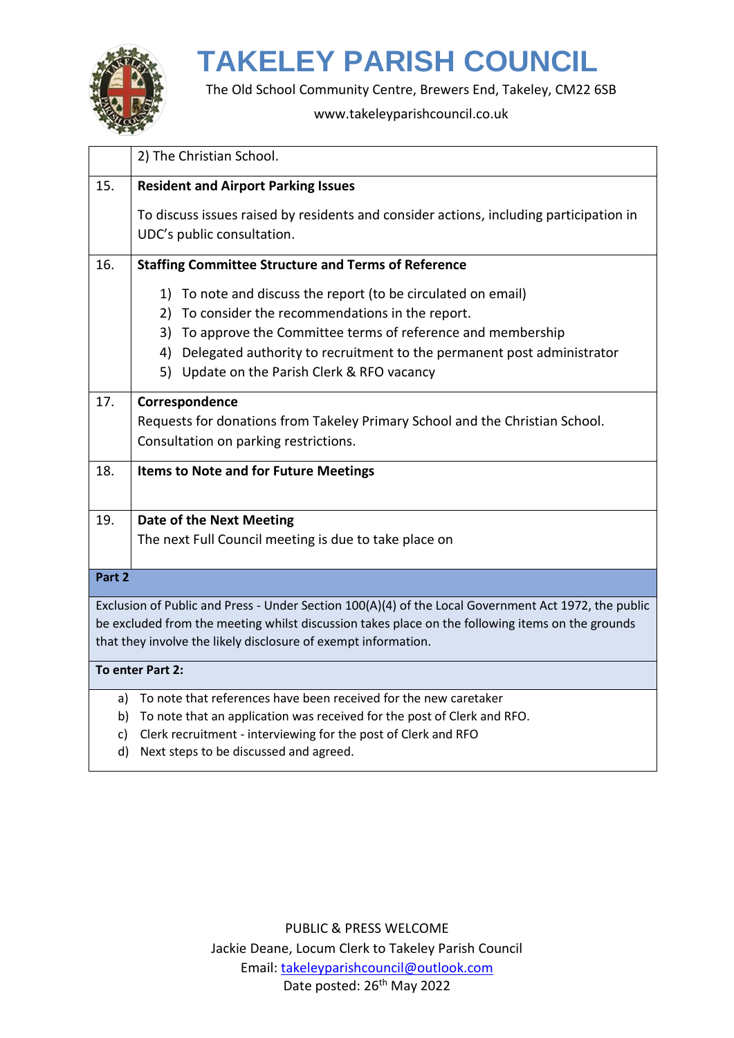# TAKELEY PARISH COUNCIL

The Old School Community Centre, Brewers End, Takeley, CM22 6SB

www.takeleyparishcouncil.co.uk

| | |
|---|---|
| | 2) The Christian School. |
| 15. | **Resident and Airport Parking Issues**<br><br>To discuss issues raised by residents and consider actions, including participation in UDC's public consultation. |
| 16. | **Staffing Committee Structure and Terms of Reference**<br><br>1) To note and discuss the report (to be circulated on email)<br>2) To consider the recommendations in the report.<br>3) To approve the Committee terms of reference and membership<br>4) Delegated authority to recruitment to the permanent post administrator<br>5) Update on the Parish Clerk & RFO vacancy |
| 17. | **Correspondence**<br>Requests for donations from Takeley Primary School and the Christian School.<br>Consultation on parking restrictions. |
| 18. | **Items to Note and for Future Meetings** |
| 19. | **Date of the Next Meeting**<br>The next Full Council meeting is due to take place on |

**Part 2**

Exclusion of Public and Press - Under Section 100(A)(4) of the Local Government Act 1972, the public be excluded from the meeting whilst discussion takes place on the following items on the grounds that they involve the likely disclosure of exempt information.

**To enter Part 2:**

a) To note that references have been received for the new caretaker
b) To note that an application was received for the post of Clerk and RFO.
c) Clerk recruitment - interviewing for the post of Clerk and RFO
d) Next steps to be discussed and agreed.

PUBLIC & PRESS WELCOME
Jackie Deane, Locum Clerk to Takeley Parish Council
Email: takeleyparishcouncil@outlook.com
Date posted: 26th May 2022